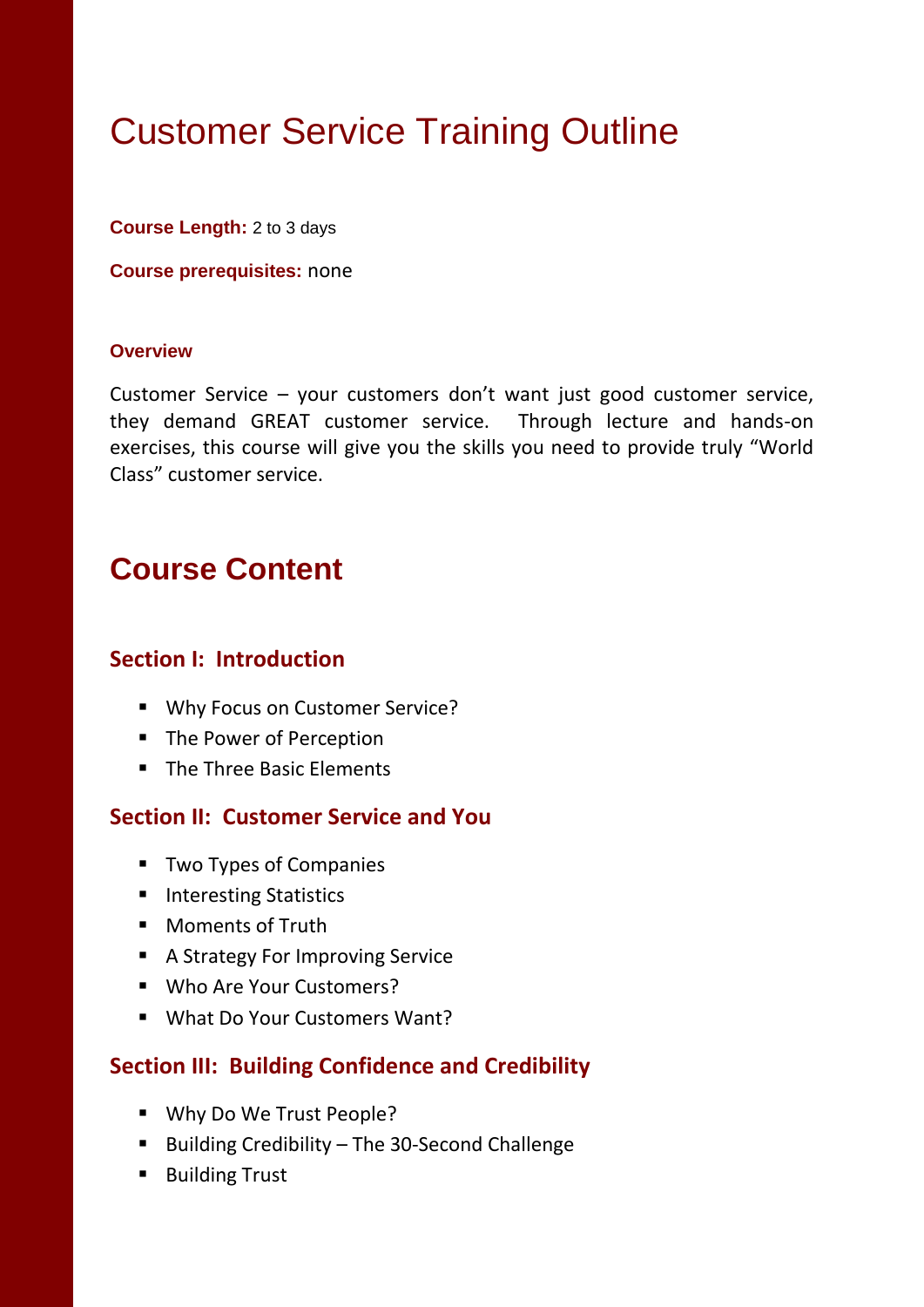# Customer Service Training Outline

**Course Length:** 2 to 3 days

**Course prerequisites:** none

**Overview**

Customer Service – your customers don't want just good customer service, they demand GREAT customer service. Through lecture and hands-on exercises, this course will give you the skills you need to provide truly "World Class" customer service.

## Course Content

### Section I: Introduction

- Why Focus on Customer Service?
- The Power of Perception
- The Three Basic Elements

### Section II: Customer Service and You

- Two Types of Companies
- Interesting Statistics
- Moments of Truth
- A Strategy For Improving Service
- Who Are Your Customers?
- What Do Your Customers Want?

### Section III: Building Confidence and Credibility

- Why Do We Trust People?
- Building Credibility – The 30-Second Challenge
- Building Trust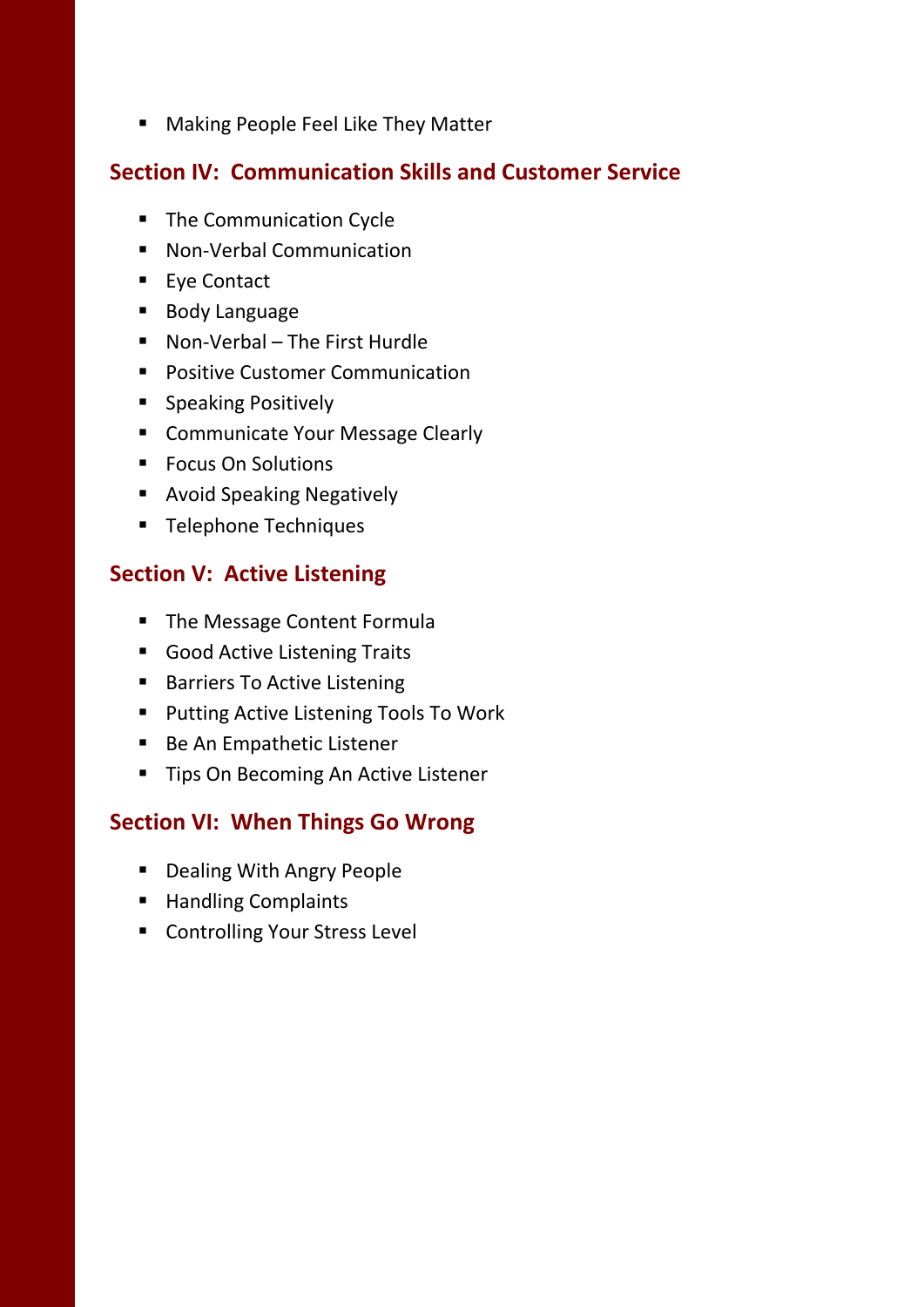- Making People Feel Like They Matter

## Section IV: Communication Skills and Customer Service

- The Communication Cycle
- Non-Verbal Communication
- Eye Contact
- Body Language
- Non-Verbal – The First Hurdle
- Positive Customer Communication
- Speaking Positively
- Communicate Your Message Clearly
- Focus On Solutions
- Avoid Speaking Negatively
- Telephone Techniques

## Section V: Active Listening

- The Message Content Formula
- Good Active Listening Traits
- Barriers To Active Listening
- Putting Active Listening Tools To Work
- Be An Empathetic Listener
- Tips On Becoming An Active Listener

## Section VI: When Things Go Wrong

- Dealing With Angry People
- Handling Complaints
- Controlling Your Stress Level